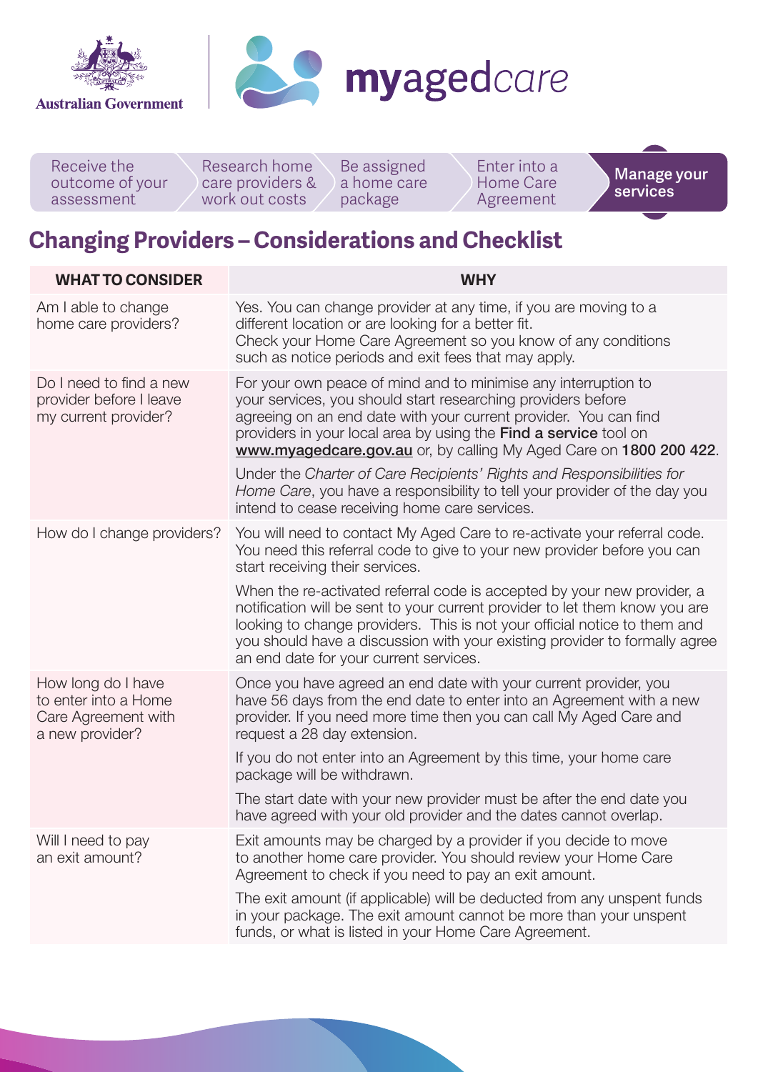Australian Government

myagedcare

Receive the outcome of your assessment | Research home care providers & work out costs | Be assigned a home care package | Enter into a Home Care Agreement | **Manage your services**

# Changing Providers – Considerations and Checklist

| WHAT TO CONSIDER | WHY |
|---|---|
| Am I able to change home care providers? | Yes. You can change provider at any time, if you are moving to a different location or are looking for a better fit.<br>Check your Home Care Agreement so you know of any conditions such as notice periods and exit fees that may apply. |
| Do I need to find a new provider before I leave my current provider? | For your own peace of mind and to minimise any interruption to your services, you should start researching providers before agreeing on an end date with your current provider. You can find providers in your local area by using the **Find a service** tool on **www.myagedcare.gov.au** or, by calling My Aged Care on **1800 200 422**.<br><br>Under the *Charter of Care Recipients' Rights and Responsibilities for Home Care*, you have a responsibility to tell your provider of the day you intend to cease receiving home care services. |
| How do I change providers? | You will need to contact My Aged Care to re-activate your referral code. You need this referral code to give to your new provider before you can start receiving their services.<br><br>When the re-activated referral code is accepted by your new provider, a notification will be sent to your current provider to let them know you are looking to change providers. This is not your official notice to them and you should have a discussion with your existing provider to formally agree an end date for your current services. |
| How long do I have to enter into a Home Care Agreement with a new provider? | Once you have agreed an end date with your current provider, you have 56 days from the end date to enter into an Agreement with a new provider. If you need more time then you can call My Aged Care and request a 28 day extension.<br><br>If you do not enter into an Agreement by this time, your home care package will be withdrawn.<br><br>The start date with your new provider must be after the end date you have agreed with your old provider and the dates cannot overlap. |
| Will I need to pay an exit amount? | Exit amounts may be charged by a provider if you decide to move to another home care provider. You should review your Home Care Agreement to check if you need to pay an exit amount.<br><br>The exit amount (if applicable) will be deducted from any unspent funds in your package. The exit amount cannot be more than your unspent funds, or what is listed in your Home Care Agreement. |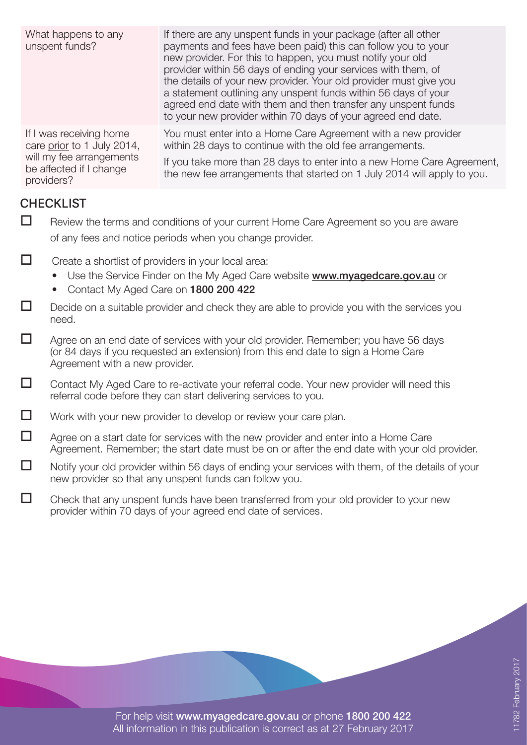| | |
|---|---|
| What happens to any unspent funds? | If there are any unspent funds in your package (after all other payments and fees have been paid) this can follow you to your new provider. For this to happen, you must notify your old provider within 56 days of ending your services with them, of the details of your new provider. Your old provider must give you a statement outlining any unspent funds within 56 days of your agreed end date with them and then transfer any unspent funds to your new provider within 70 days of your agreed end date. |
| If I was receiving home care prior to 1 July 2014, will my fee arrangements be affected if I change providers? | You must enter into a Home Care Agreement with a new provider within 28 days to continue with the old fee arrangements. If you take more than 28 days to enter into a new Home Care Agreement, the new fee arrangements that started on 1 July 2014 will apply to you. |

## CHECKLIST

- ☐ Review the terms and conditions of your current Home Care Agreement so you are aware of any fees and notice periods when you change provider.
- ☐ Create a shortlist of providers in your local area:
  - Use the Service Finder on the My Aged Care website **www.myagedcare.gov.au** or
  - Contact My Aged Care on **1800 200 422**
- ☐ Decide on a suitable provider and check they are able to provide you with the services you need.
- ☐ Agree on an end date of services with your old provider. Remember; you have 56 days (or 84 days if you requested an extension) from this end date to sign a Home Care Agreement with a new provider.
- ☐ Contact My Aged Care to re-activate your referral code. Your new provider will need this referral code before they can start delivering services to you.
- ☐ Work with your new provider to develop or review your care plan.
- ☐ Agree on a start date for services with the new provider and enter into a Home Care Agreement. Remember; the start date must be on or after the end date with your old provider.
- ☐ Notify your old provider within 56 days of ending your services with them, of the details of your new provider so that any unspent funds can follow you.
- ☐ Check that any unspent funds have been transferred from your old provider to your new provider within 70 days of your agreed end date of services.

For help visit **www.myagedcare.gov.au** or phone **1800 200 422**
All information in this publication is correct as at 27 February 2017

11782 February 2017